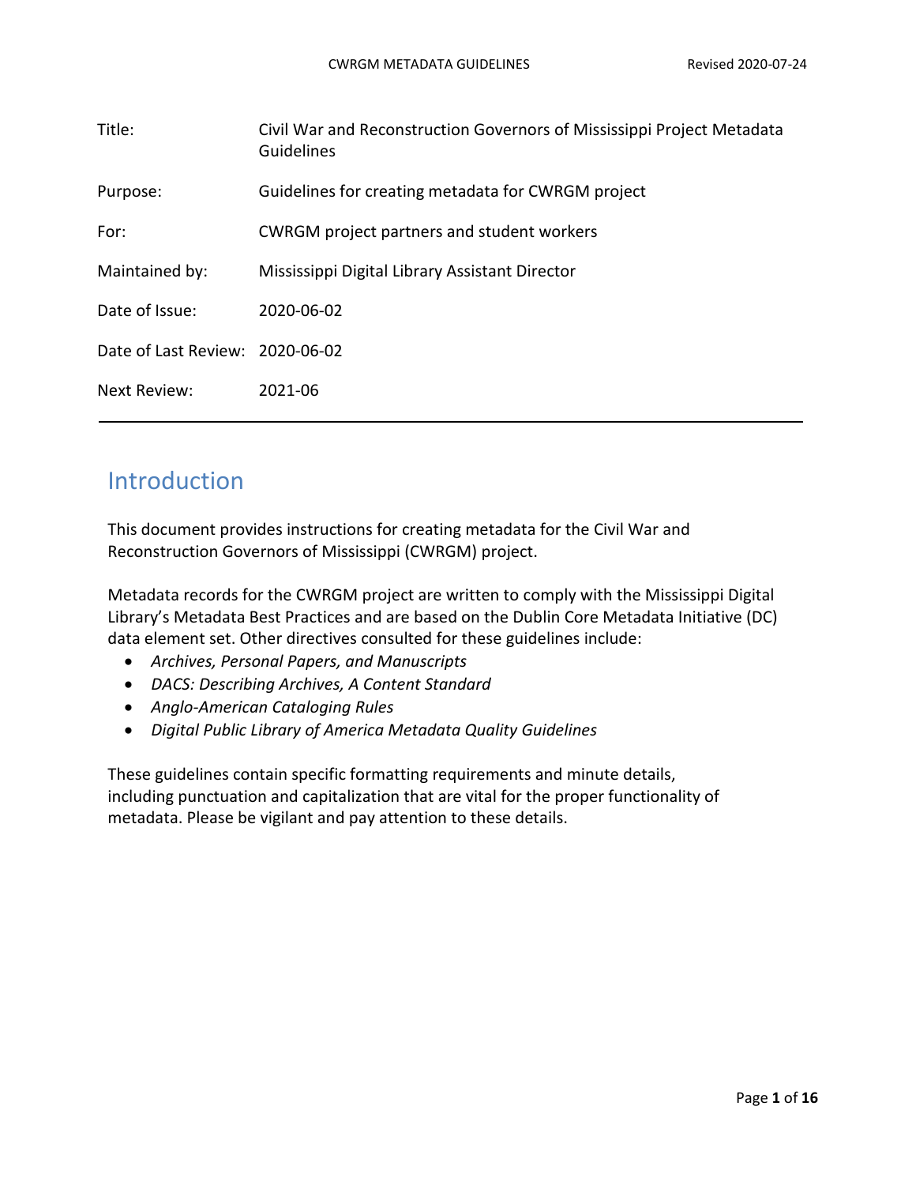| | |
|---|---|
| Title: | Civil War and Reconstruction Governors of Mississippi Project Metadata Guidelines |
| Purpose: | Guidelines for creating metadata for CWRGM project |
| For: | CWRGM project partners and student workers |
| Maintained by: | Mississippi Digital Library Assistant Director |
| Date of Issue: | 2020-06-02 |
| Date of Last Review: | 2020-06-02 |
| Next Review: | 2021-06 |

---

## Introduction

This document provides instructions for creating metadata for the Civil War and Reconstruction Governors of Mississippi (CWRGM) project.

Metadata records for the CWRGM project are written to comply with the Mississippi Digital Library's Metadata Best Practices and are based on the Dublin Core Metadata Initiative (DC) data element set. Other directives consulted for these guidelines include:

- *Archives, Personal Papers, and Manuscripts*
- *DACS: Describing Archives, A Content Standard*
- *Anglo-American Cataloging Rules*
- *Digital Public Library of America Metadata Quality Guidelines*

These guidelines contain specific formatting requirements and minute details, including punctuation and capitalization that are vital for the proper functionality of metadata. Please be vigilant and pay attention to these details.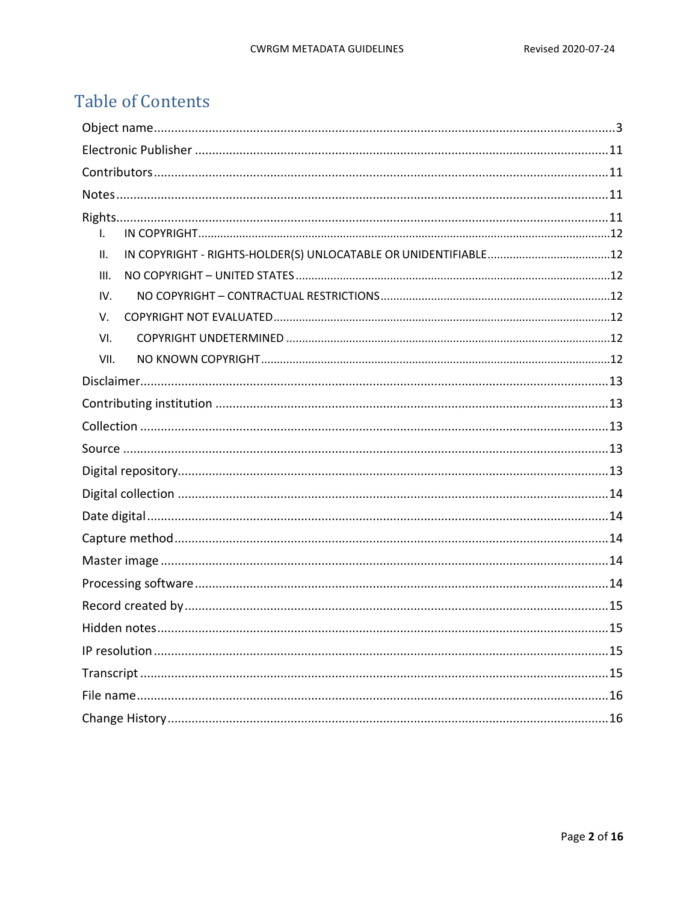# Table of Contents

- Object name ....................................................................................................................3
- Electronic Publisher ......................................................................................................11
- Contributors ..................................................................................................................11
- Notes .............................................................................................................................11
- Rights .............................................................................................................................11
  - I. IN COPYRIGHT ......................................................................................................12
  - II. IN COPYRIGHT - RIGHTS-HOLDER(S) UNLOCATABLE OR UNIDENTIFIABLE ..........12
  - III. NO COPYRIGHT – UNITED STATES .......................................................................12
  - IV. NO COPYRIGHT – CONTRACTUAL RESTRICTIONS ..............................................12
  - V. COPYRIGHT NOT EVALUATED ..............................................................................12
  - VI. COPYRIGHT UNDETERMINED .............................................................................12
  - VII. NO KNOWN COPYRIGHT ....................................................................................12
- Disclaimer .....................................................................................................................13
- Contributing institution .................................................................................................13
- Collection ......................................................................................................................13
- Source ...........................................................................................................................13
- Digital repository ...........................................................................................................13
- Digital collection ............................................................................................................14
- Date digital ....................................................................................................................14
- Capture method .............................................................................................................14
- Master image .................................................................................................................14
- Processing software .......................................................................................................14
- Record created by ..........................................................................................................15
- Hidden notes ..................................................................................................................15
- IP resolution ...................................................................................................................15
- Transcript .......................................................................................................................15
- File name ........................................................................................................................16
- Change History ...............................................................................................................16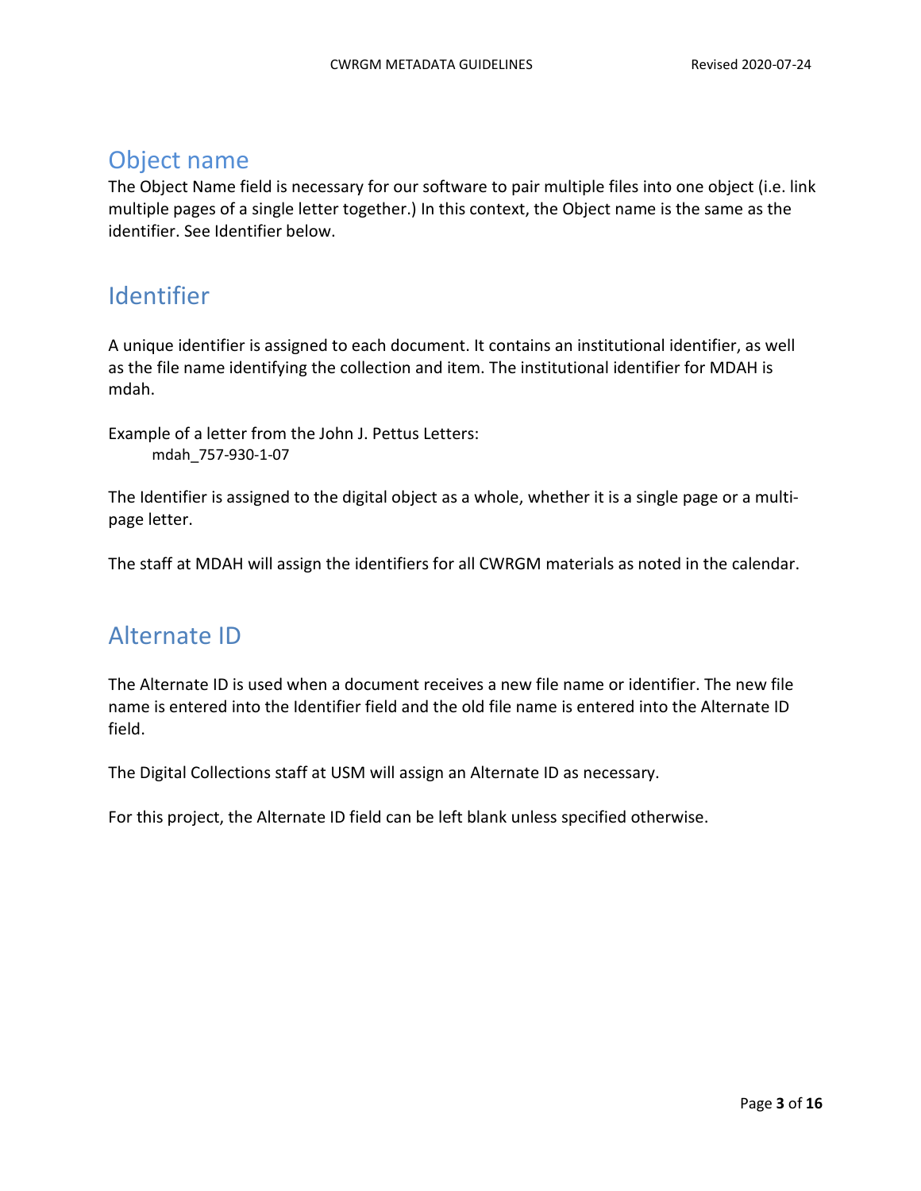## Object name

The Object Name field is necessary for our software to pair multiple files into one object (i.e. link multiple pages of a single letter together.) In this context, the Object name is the same as the identifier. See Identifier below.

## Identifier

A unique identifier is assigned to each document. It contains an institutional identifier, as well as the file name identifying the collection and item. The institutional identifier for MDAH is mdah.

Example of a letter from the John J. Pettus Letters:

```
mdah_757-930-1-07
```

The Identifier is assigned to the digital object as a whole, whether it is a single page or a multi-page letter.

The staff at MDAH will assign the identifiers for all CWRGM materials as noted in the calendar.

## Alternate ID

The Alternate ID is used when a document receives a new file name or identifier. The new file name is entered into the Identifier field and the old file name is entered into the Alternate ID field.

The Digital Collections staff at USM will assign an Alternate ID as necessary.

For this project, the Alternate ID field can be left blank unless specified otherwise.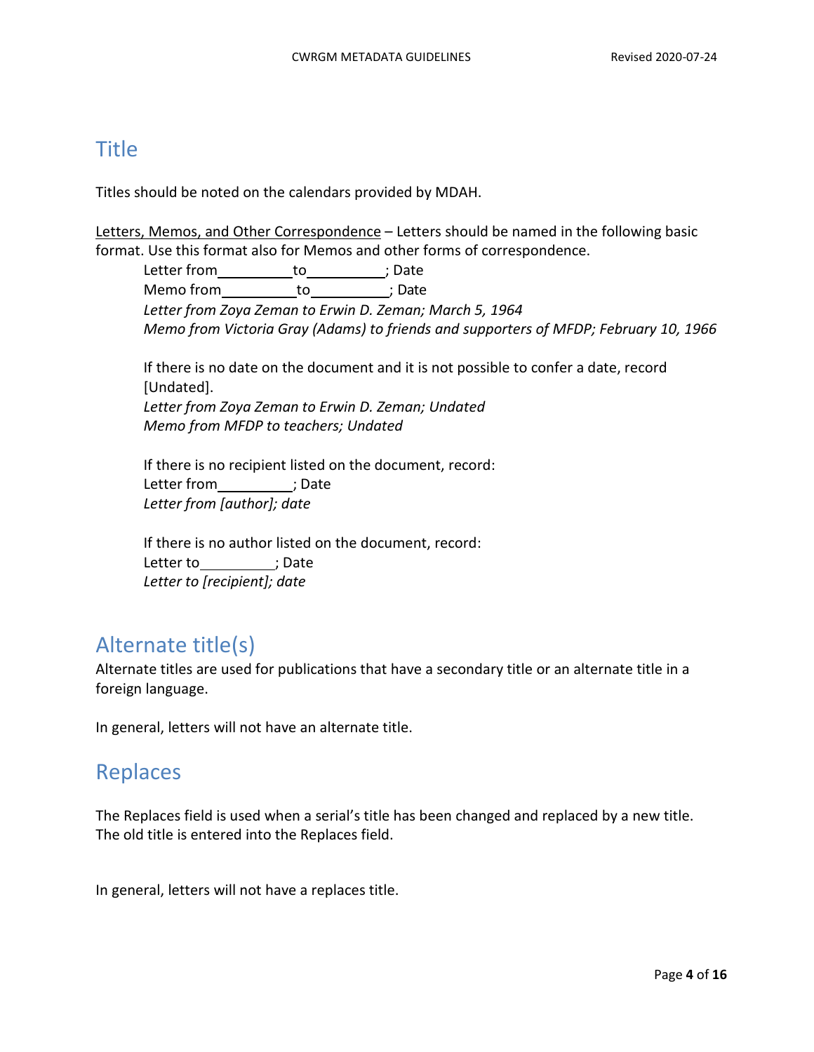## Title

Titles should be noted on the calendars provided by MDAH.

<u>Letters, Memos, and Other Correspondence</u> – Letters should be named in the following basic format. Use this format also for Memos and other forms of correspondence.

> Letter from\_\_\_\_\_\_\_\_\_\_to\_\_\_\_\_\_\_\_\_\_; Date
> Memo from\_\_\_\_\_\_\_\_\_\_to\_\_\_\_\_\_\_\_\_\_; Date
> *Letter from Zoya Zeman to Erwin D. Zeman; March 5, 1964*
> *Memo from Victoria Gray (Adams) to friends and supporters of MFDP; February 10, 1966*
>
> If there is no date on the document and it is not possible to confer a date, record [Undated].
> *Letter from Zoya Zeman to Erwin D. Zeman; Undated*
> *Memo from MFDP to teachers; Undated*
>
> If there is no recipient listed on the document, record:
> Letter from\_\_\_\_\_\_\_\_\_\_; Date
> *Letter from [author]; date*
>
> If there is no author listed on the document, record:
> Letter to\_\_\_\_\_\_\_\_\_\_; Date
> *Letter to [recipient]; date*

## Alternate title(s)

Alternate titles are used for publications that have a secondary title or an alternate title in a foreign language.

In general, letters will not have an alternate title.

## Replaces

The Replaces field is used when a serial's title has been changed and replaced by a new title. The old title is entered into the Replaces field.

In general, letters will not have a replaces title.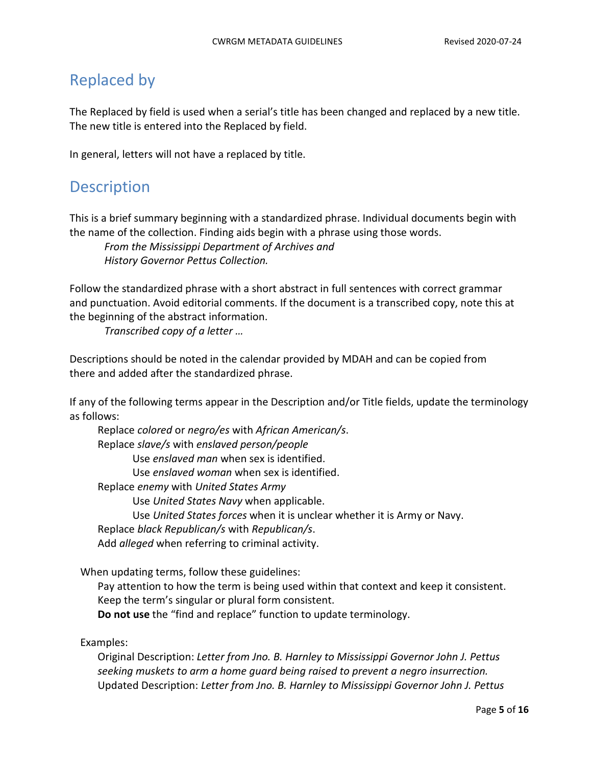## Replaced by

The Replaced by field is used when a serial's title has been changed and replaced by a new title. The new title is entered into the Replaced by field.

In general, letters will not have a replaced by title.

## Description

This is a brief summary beginning with a standardized phrase. Individual documents begin with the name of the collection. Finding aids begin with a phrase using those words.

> *From the Mississippi Department of Archives and History Governor Pettus Collection.*

Follow the standardized phrase with a short abstract in full sentences with correct grammar and punctuation. Avoid editorial comments. If the document is a transcribed copy, note this at the beginning of the abstract information.

> *Transcribed copy of a letter …*

Descriptions should be noted in the calendar provided by MDAH and can be copied from there and added after the standardized phrase.

If any of the following terms appear in the Description and/or Title fields, update the terminology as follows:

- Replace *colored* or *negro/es* with *African American/s*.
- Replace *slave/s* with *enslaved person/people*
  - Use *enslaved man* when sex is identified.
  - Use *enslaved woman* when sex is identified.
- Replace *enemy* with *United States Army*
  - Use *United States Navy* when applicable.
  - Use *United States forces* when it is unclear whether it is Army or Navy.
- Replace *black Republican/s* with *Republican/s*.
- Add *alleged* when referring to criminal activity.

When updating terms, follow these guidelines:

- Pay attention to how the term is being used within that context and keep it consistent.
- Keep the term's singular or plural form consistent.
- **Do not use** the "find and replace" function to update terminology.

Examples:

- Original Description: *Letter from Jno. B. Harnley to Mississippi Governor John J. Pettus seeking muskets to arm a home guard being raised to prevent a negro insurrection.*
- Updated Description: *Letter from Jno. B. Harnley to Mississippi Governor John J. Pettus*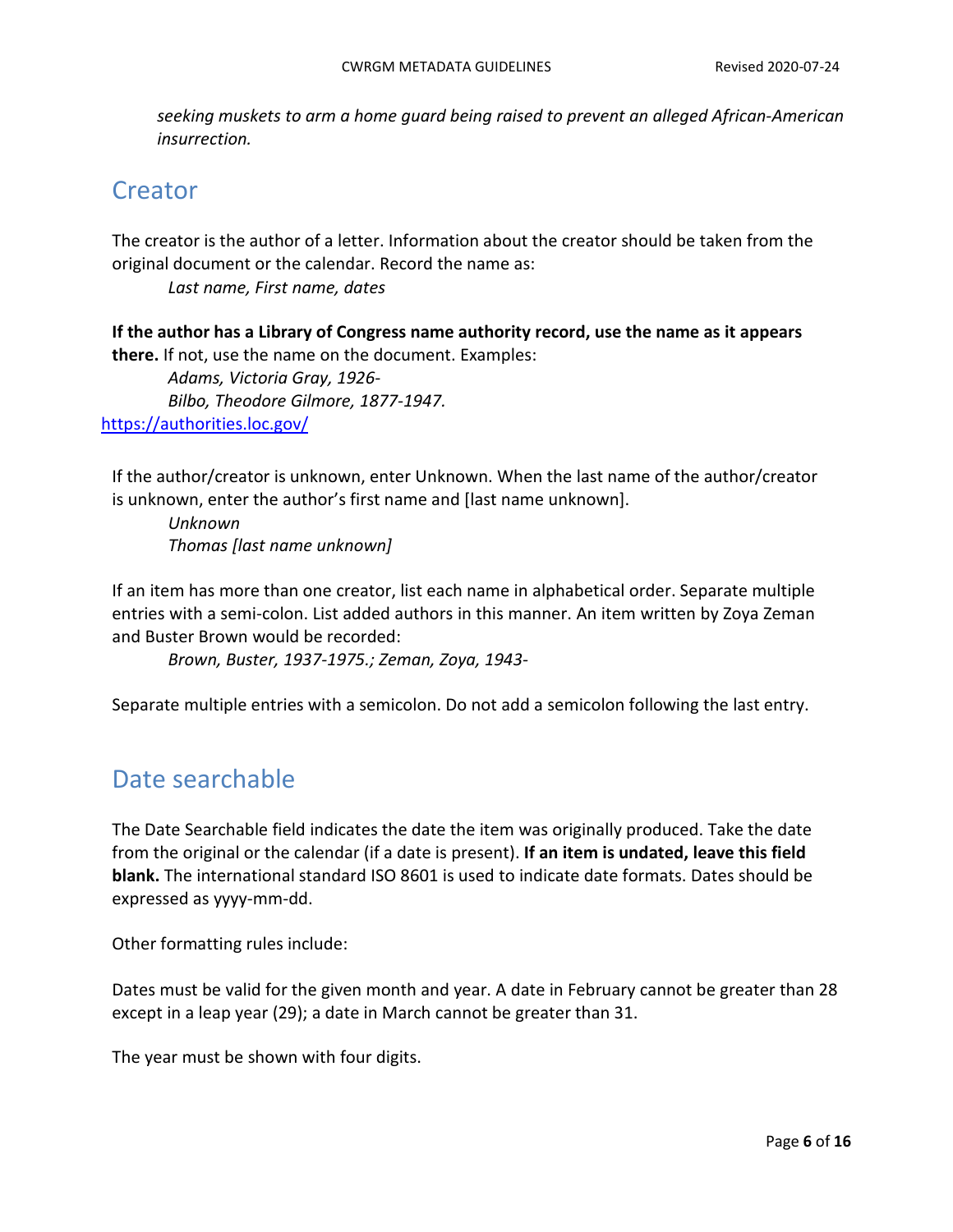*seeking muskets to arm a home guard being raised to prevent an alleged African-American insurrection.*

## Creator

The creator is the author of a letter. Information about the creator should be taken from the original document or the calendar. Record the name as:

*Last name, First name, dates*

**If the author has a Library of Congress name authority record, use the name as it appears there.** If not, use the name on the document. Examples:

*Adams, Victoria Gray, 1926-*

*Bilbo, Theodore Gilmore, 1877-1947.*

https://authorities.loc.gov/

If the author/creator is unknown, enter Unknown. When the last name of the author/creator is unknown, enter the author's first name and [last name unknown].

*Unknown*

*Thomas [last name unknown]*

If an item has more than one creator, list each name in alphabetical order. Separate multiple entries with a semi-colon. List added authors in this manner. An item written by Zoya Zeman and Buster Brown would be recorded:

*Brown, Buster, 1937-1975.; Zeman, Zoya, 1943-*

Separate multiple entries with a semicolon. Do not add a semicolon following the last entry.

## Date searchable

The Date Searchable field indicates the date the item was originally produced. Take the date from the original or the calendar (if a date is present). **If an item is undated, leave this field blank.** The international standard ISO 8601 is used to indicate date formats. Dates should be expressed as yyyy-mm-dd.

Other formatting rules include:

Dates must be valid for the given month and year. A date in February cannot be greater than 28 except in a leap year (29); a date in March cannot be greater than 31.

The year must be shown with four digits.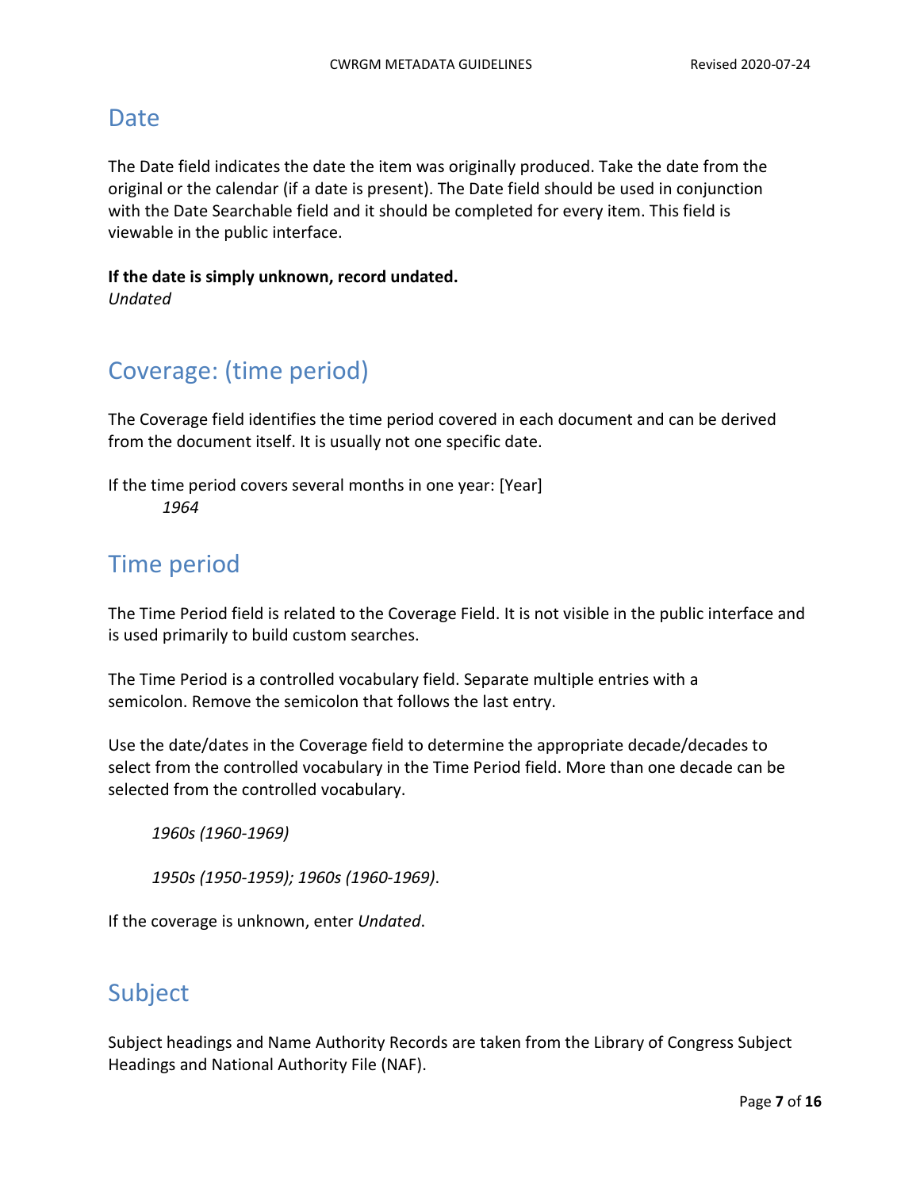## Date

The Date field indicates the date the item was originally produced. Take the date from the original or the calendar (if a date is present). The Date field should be used in conjunction with the Date Searchable field and it should be completed for every item. This field is viewable in the public interface.

**If the date is simply unknown, record undated.**
*Undated*

## Coverage: (time period)

The Coverage field identifies the time period covered in each document and can be derived from the document itself. It is usually not one specific date.

If the time period covers several months in one year: [Year]
*1964*

## Time period

The Time Period field is related to the Coverage Field. It is not visible in the public interface and is used primarily to build custom searches.

The Time Period is a controlled vocabulary field. Separate multiple entries with a semicolon. Remove the semicolon that follows the last entry.

Use the date/dates in the Coverage field to determine the appropriate decade/decades to select from the controlled vocabulary in the Time Period field. More than one decade can be selected from the controlled vocabulary.

*1960s (1960-1969)*

*1950s (1950-1959); 1960s (1960-1969)*.

If the coverage is unknown, enter *Undated*.

## Subject

Subject headings and Name Authority Records are taken from the Library of Congress Subject Headings and National Authority File (NAF).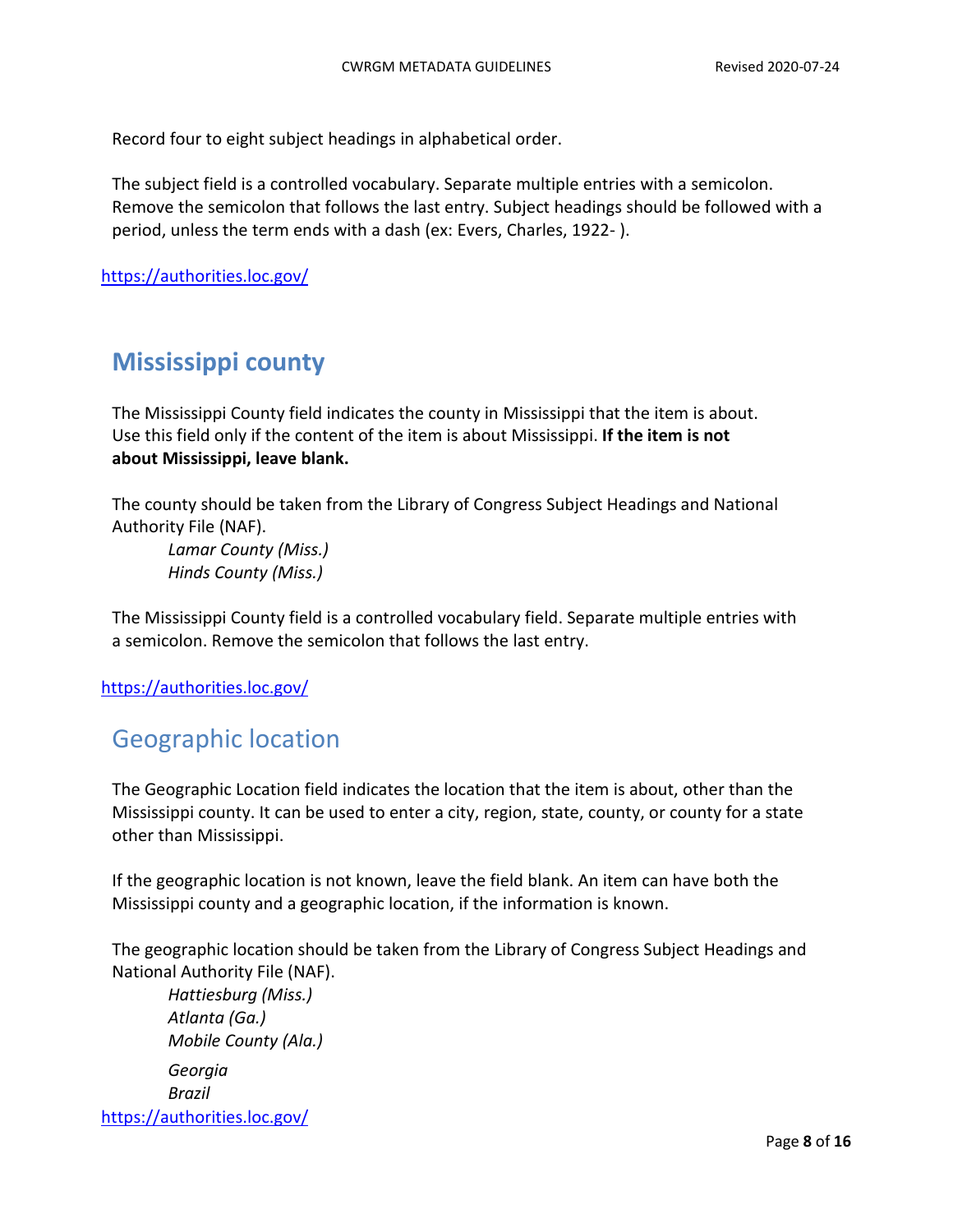Record four to eight subject headings in alphabetical order.

The subject field is a controlled vocabulary. Separate multiple entries with a semicolon. Remove the semicolon that follows the last entry. Subject headings should be followed with a period, unless the term ends with a dash (ex: Evers, Charles, 1922- ).

https://authorities.loc.gov/

## Mississippi county

The Mississippi County field indicates the county in Mississippi that the item is about. Use this field only if the content of the item is about Mississippi. **If the item is not about Mississippi, leave blank.**

The county should be taken from the Library of Congress Subject Headings and National Authority File (NAF).

*Lamar County (Miss.)*
*Hinds County (Miss.)*

The Mississippi County field is a controlled vocabulary field. Separate multiple entries with a semicolon. Remove the semicolon that follows the last entry.

https://authorities.loc.gov/

## Geographic location

The Geographic Location field indicates the location that the item is about, other than the Mississippi county. It can be used to enter a city, region, state, county, or county for a state other than Mississippi.

If the geographic location is not known, leave the field blank. An item can have both the Mississippi county and a geographic location, if the information is known.

The geographic location should be taken from the Library of Congress Subject Headings and National Authority File (NAF).

*Hattiesburg (Miss.)*
*Atlanta (Ga.)*
*Mobile County (Ala.)*
*Georgia*
*Brazil*

https://authorities.loc.gov/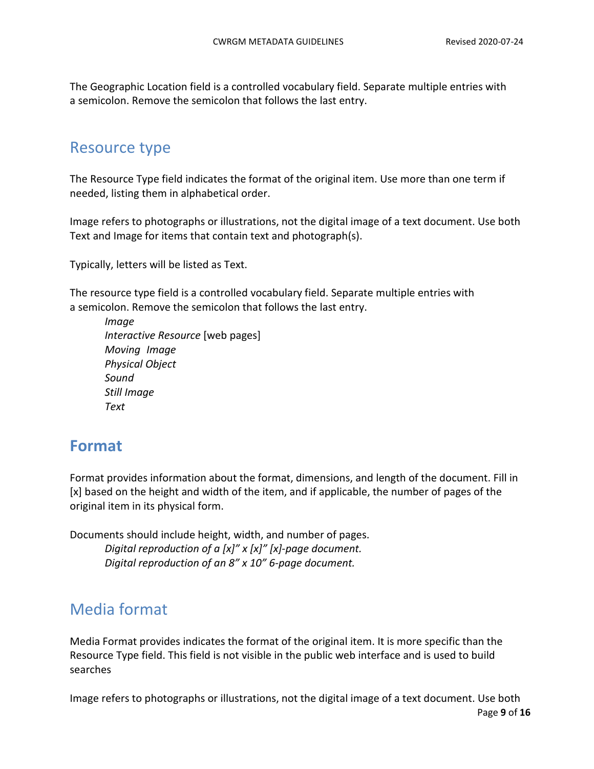The Geographic Location field is a controlled vocabulary field. Separate multiple entries with a semicolon. Remove the semicolon that follows the last entry.

## Resource type

The Resource Type field indicates the format of the original item. Use more than one term if needed, listing them in alphabetical order.

Image refers to photographs or illustrations, not the digital image of a text document. Use both Text and Image for items that contain text and photograph(s).

Typically, letters will be listed as Text.

The resource type field is a controlled vocabulary field. Separate multiple entries with a semicolon. Remove the semicolon that follows the last entry.

*Image*
*Interactive Resource* [web pages]
*Moving Image*
*Physical Object*
*Sound*
*Still Image*
*Text*

## **Format**

Format provides information about the format, dimensions, and length of the document. Fill in [x] based on the height and width of the item, and if applicable, the number of pages of the original item in its physical form.

Documents should include height, width, and number of pages.

*Digital reproduction of a [x]" x [x]" [x]-page document.*
*Digital reproduction of an 8" x 10" 6-page document.*

## Media format

Media Format provides indicates the format of the original item. It is more specific than the Resource Type field. This field is not visible in the public web interface and is used to build searches

Image refers to photographs or illustrations, not the digital image of a text document. Use both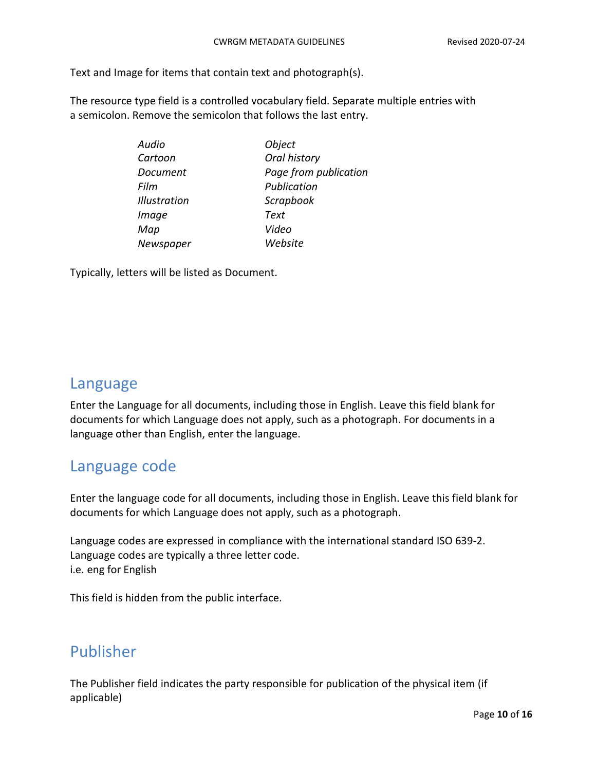Text and Image for items that contain text and photograph(s).

The resource type field is a controlled vocabulary field. Separate multiple entries with a semicolon. Remove the semicolon that follows the last entry.

| | |
|---|---|
| *Audio* | *Object* |
| *Cartoon* | *Oral history* |
| *Document* | *Page from publication* |
| *Film* | *Publication* |
| *Illustration* | *Scrapbook* |
| *Image* | *Text* |
| *Map* | *Video* |
| *Newspaper* | *Website* |

Typically, letters will be listed as Document.

## Language

Enter the Language for all documents, including those in English. Leave this field blank for documents for which Language does not apply, such as a photograph. For documents in a language other than English, enter the language.

## Language code

Enter the language code for all documents, including those in English. Leave this field blank for documents for which Language does not apply, such as a photograph.

Language codes are expressed in compliance with the international standard ISO 639-2. Language codes are typically a three letter code.
i.e. eng for English

This field is hidden from the public interface.

## Publisher

The Publisher field indicates the party responsible for publication of the physical item (if applicable)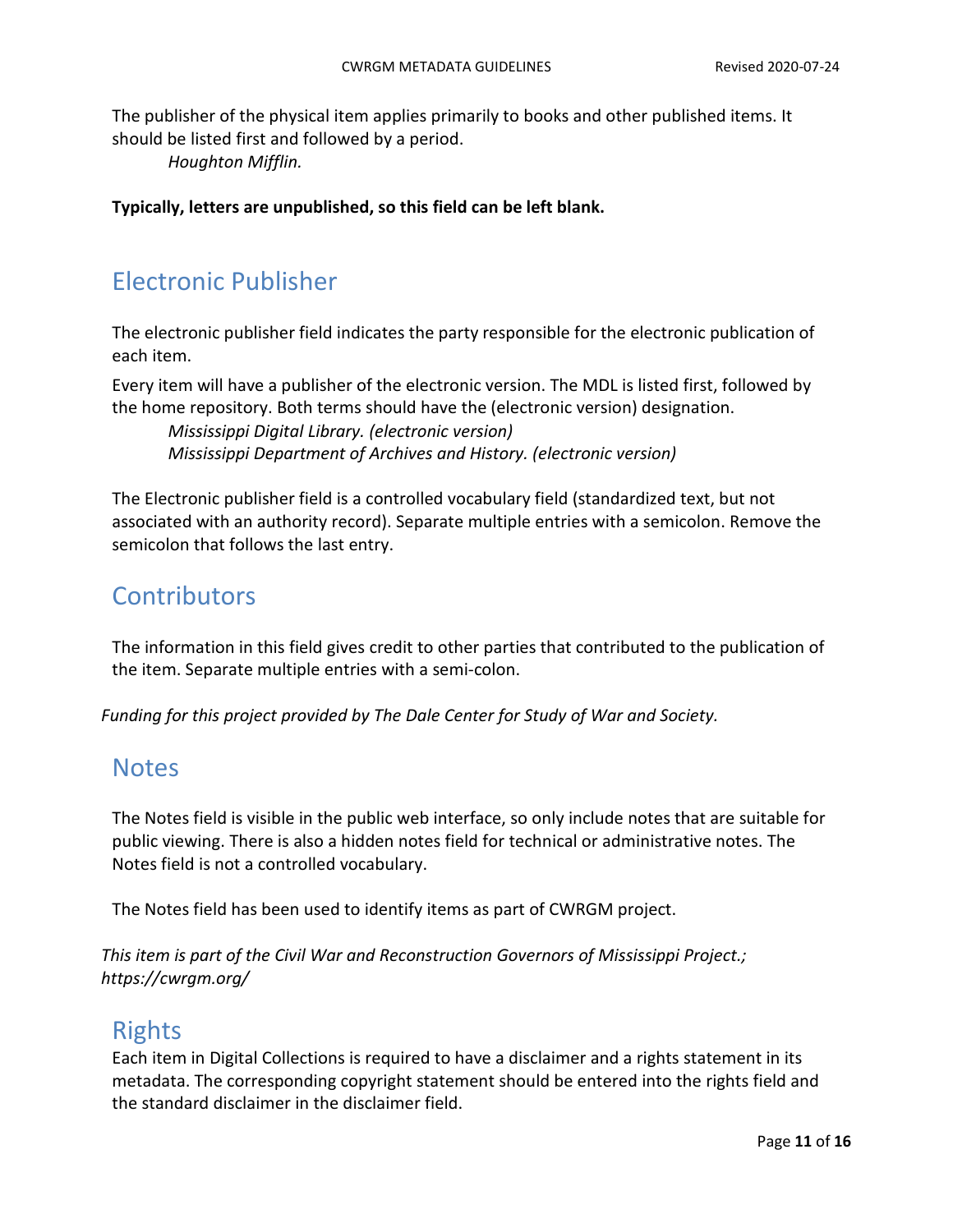The publisher of the physical item applies primarily to books and other published items. It should be listed first and followed by a period.

*Houghton Mifflin.*

**Typically, letters are unpublished, so this field can be left blank.**

## Electronic Publisher

The electronic publisher field indicates the party responsible for the electronic publication of each item.

Every item will have a publisher of the electronic version. The MDL is listed first, followed by the home repository. Both terms should have the (electronic version) designation.

*Mississippi Digital Library. (electronic version)*
*Mississippi Department of Archives and History. (electronic version)*

The Electronic publisher field is a controlled vocabulary field (standardized text, but not associated with an authority record). Separate multiple entries with a semicolon. Remove the semicolon that follows the last entry.

## Contributors

The information in this field gives credit to other parties that contributed to the publication of the item. Separate multiple entries with a semi-colon.

*Funding for this project provided by The Dale Center for Study of War and Society.*

## Notes

The Notes field is visible in the public web interface, so only include notes that are suitable for public viewing. There is also a hidden notes field for technical or administrative notes. The Notes field is not a controlled vocabulary.

The Notes field has been used to identify items as part of CWRGM project.

*This item is part of the Civil War and Reconstruction Governors of Mississippi Project.; https://cwrgm.org/*

## Rights

Each item in Digital Collections is required to have a disclaimer and a rights statement in its metadata. The corresponding copyright statement should be entered into the rights field and the standard disclaimer in the disclaimer field.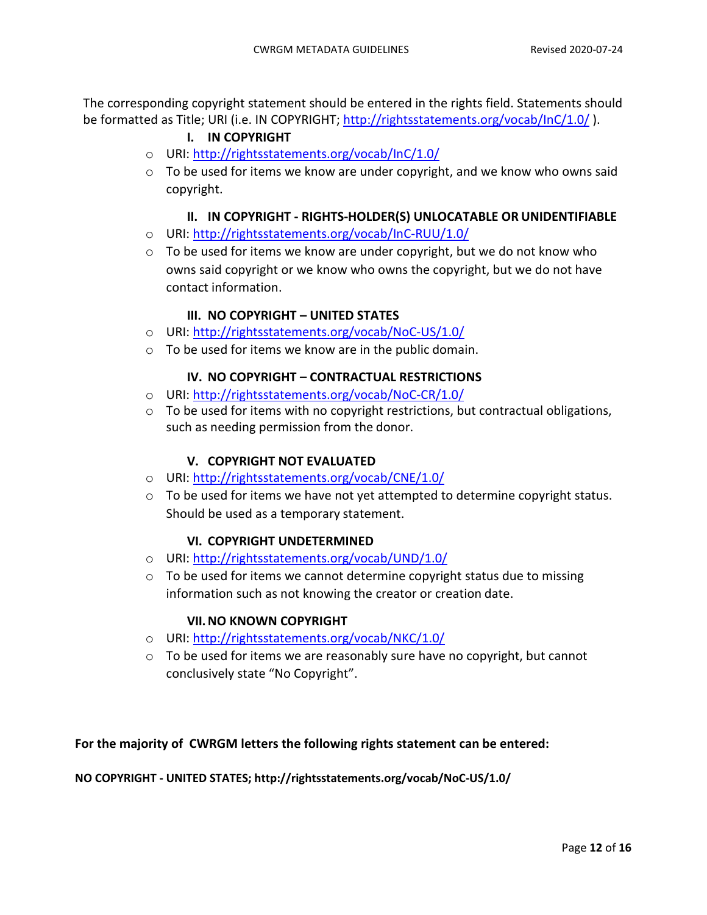The corresponding copyright statement should be entered in the rights field. Statements should be formatted as Title; URI (i.e. IN COPYRIGHT; http://rightsstatements.org/vocab/InC/1.0/ ).

### I. IN COPYRIGHT

- URI: http://rightsstatements.org/vocab/InC/1.0/
- To be used for items we know are under copyright, and we know who owns said copyright.

### II. IN COPYRIGHT - RIGHTS-HOLDER(S) UNLOCATABLE OR UNIDENTIFIABLE

- URI: http://rightsstatements.org/vocab/InC-RUU/1.0/
- To be used for items we know are under copyright, but we do not know who owns said copyright or we know who owns the copyright, but we do not have contact information.

### III. NO COPYRIGHT – UNITED STATES

- URI: http://rightsstatements.org/vocab/NoC-US/1.0/
- To be used for items we know are in the public domain.

### IV. NO COPYRIGHT – CONTRACTUAL RESTRICTIONS

- URI: http://rightsstatements.org/vocab/NoC-CR/1.0/
- To be used for items with no copyright restrictions, but contractual obligations, such as needing permission from the donor.

### V. COPYRIGHT NOT EVALUATED

- URI: http://rightsstatements.org/vocab/CNE/1.0/
- To be used for items we have not yet attempted to determine copyright status. Should be used as a temporary statement.

### VI. COPYRIGHT UNDETERMINED

- URI: http://rightsstatements.org/vocab/UND/1.0/
- To be used for items we cannot determine copyright status due to missing information such as not knowing the creator or creation date.

### VII. NO KNOWN COPYRIGHT

- URI: http://rightsstatements.org/vocab/NKC/1.0/
- To be used for items we are reasonably sure have no copyright, but cannot conclusively state "No Copyright".

**For the majority of CWRGM letters the following rights statement can be entered:**

**NO COPYRIGHT - UNITED STATES; http://rightsstatements.org/vocab/NoC-US/1.0/**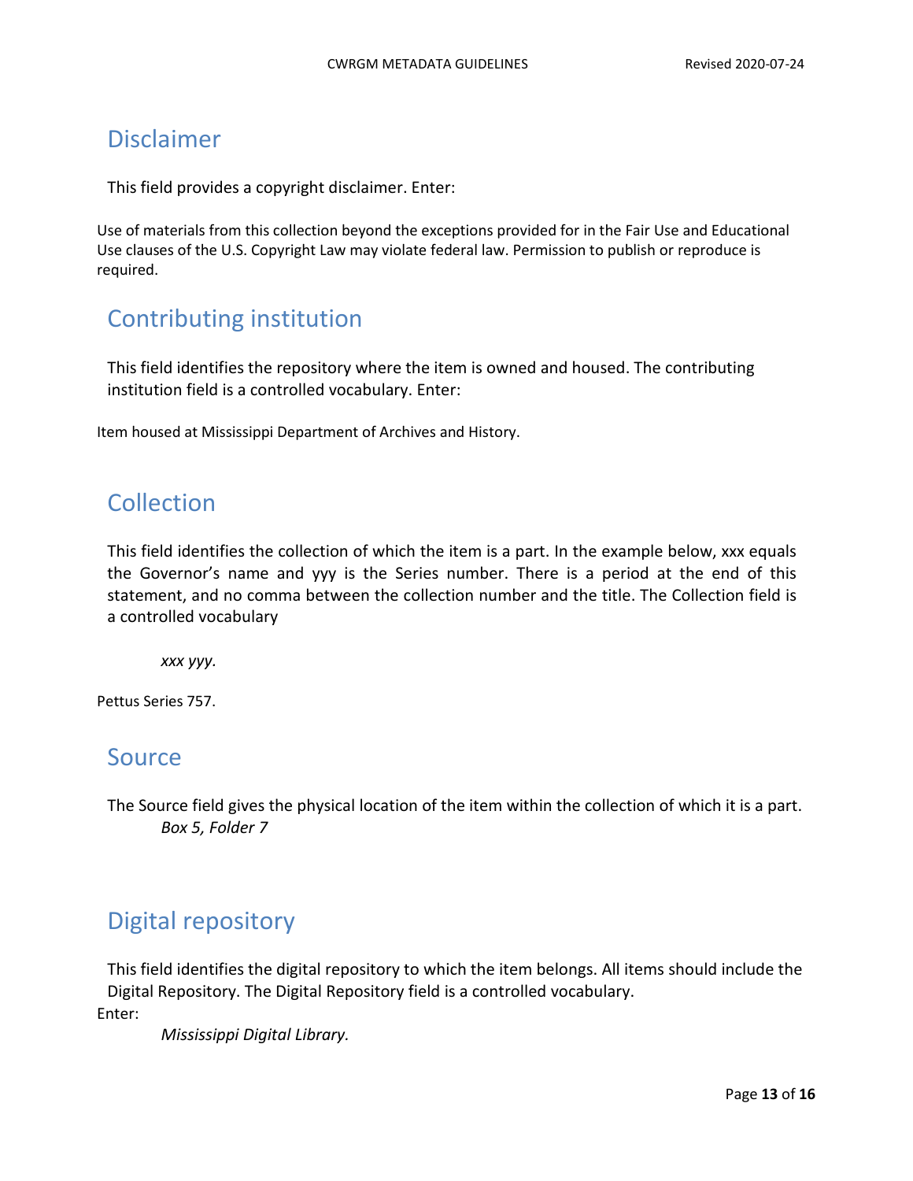## Disclaimer

This field provides a copyright disclaimer. Enter:

Use of materials from this collection beyond the exceptions provided for in the Fair Use and Educational Use clauses of the U.S. Copyright Law may violate federal law. Permission to publish or reproduce is required.

## Contributing institution

This field identifies the repository where the item is owned and housed. The contributing institution field is a controlled vocabulary. Enter:

Item housed at Mississippi Department of Archives and History.

## Collection

This field identifies the collection of which the item is a part. In the example below, xxx equals the Governor's name and yyy is the Series number. There is a period at the end of this statement, and no comma between the collection number and the title. The Collection field is a controlled vocabulary

*xxx yyy.*

Pettus Series 757.

## Source

The Source field gives the physical location of the item within the collection of which it is a part.

*Box 5, Folder 7*

## Digital repository

This field identifies the digital repository to which the item belongs. All items should include the Digital Repository. The Digital Repository field is a controlled vocabulary.

Enter:

*Mississippi Digital Library.*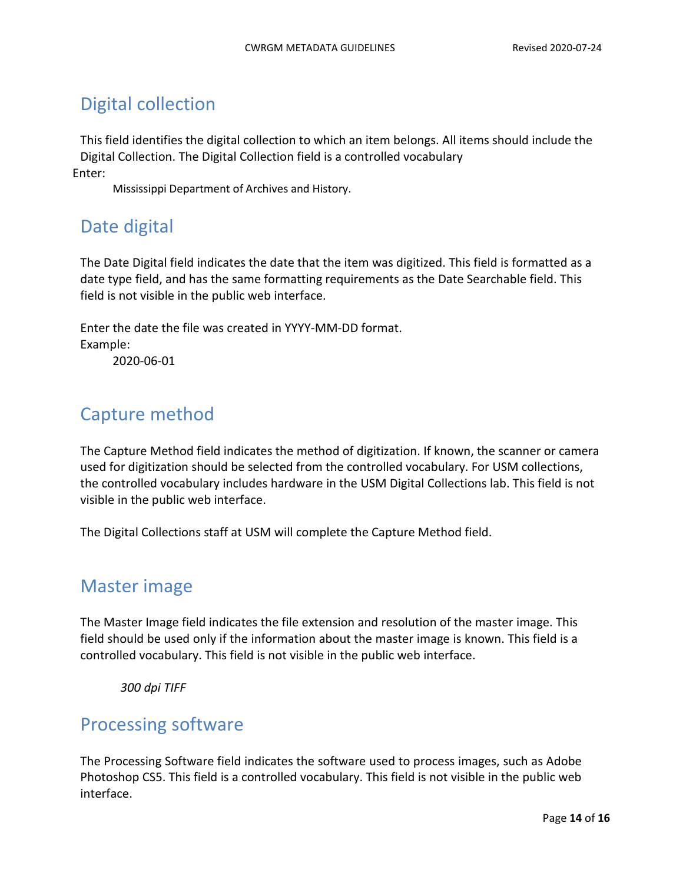## Digital collection

This field identifies the digital collection to which an item belongs. All items should include the Digital Collection. The Digital Collection field is a controlled vocabulary

Enter:

Mississippi Department of Archives and History.

## Date digital

The Date Digital field indicates the date that the item was digitized. This field is formatted as a date type field, and has the same formatting requirements as the Date Searchable field. This field is not visible in the public web interface.

Enter the date the file was created in YYYY-MM-DD format.

Example:

2020-06-01

## Capture method

The Capture Method field indicates the method of digitization. If known, the scanner or camera used for digitization should be selected from the controlled vocabulary. For USM collections, the controlled vocabulary includes hardware in the USM Digital Collections lab. This field is not visible in the public web interface.

The Digital Collections staff at USM will complete the Capture Method field.

## Master image

The Master Image field indicates the file extension and resolution of the master image. This field should be used only if the information about the master image is known. This field is a controlled vocabulary. This field is not visible in the public web interface.

*300 dpi TIFF*

## Processing software

The Processing Software field indicates the software used to process images, such as Adobe Photoshop CS5. This field is a controlled vocabulary. This field is not visible in the public web interface.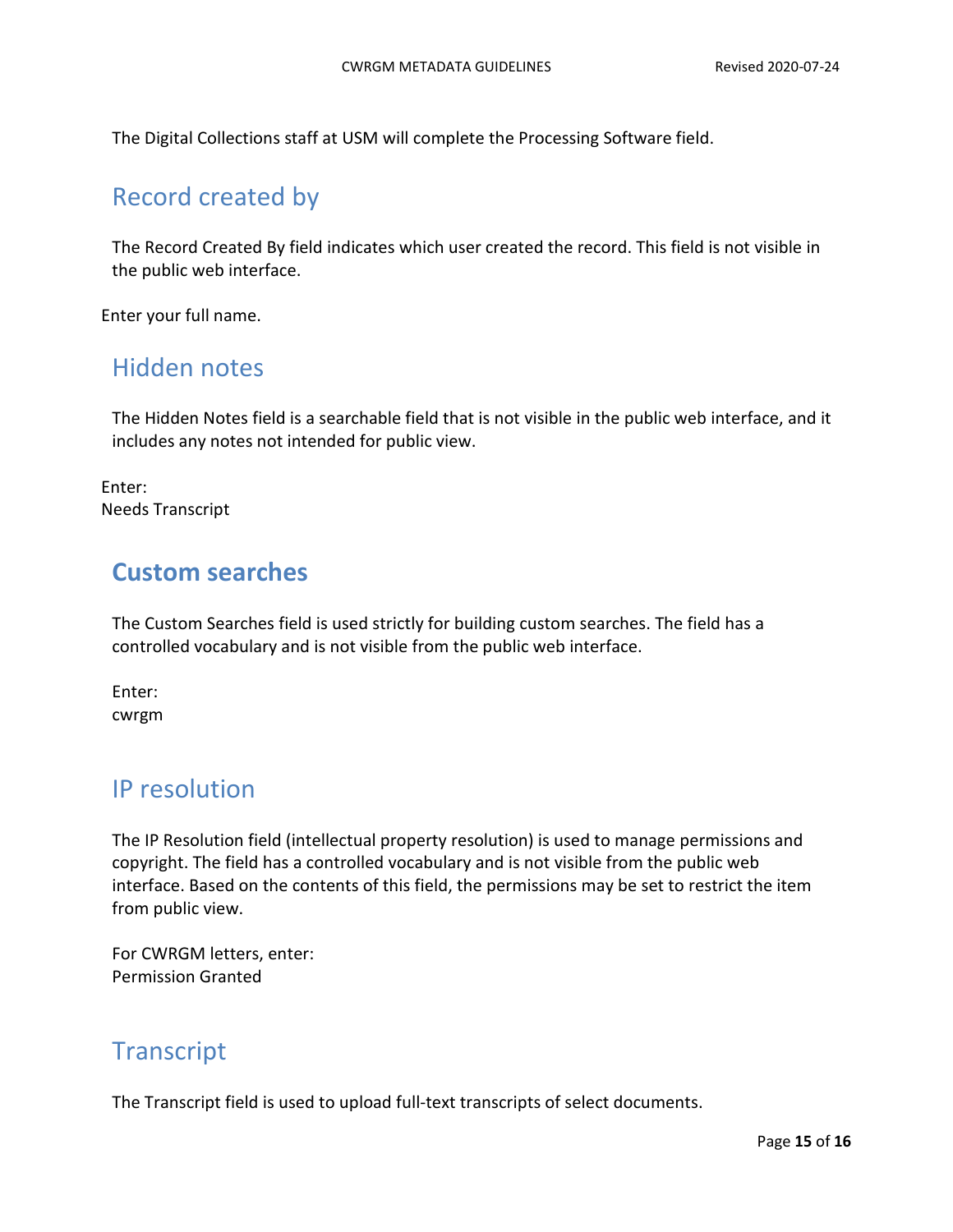The Digital Collections staff at USM will complete the Processing Software field.

## Record created by

The Record Created By field indicates which user created the record. This field is not visible in the public web interface.

Enter your full name.

## Hidden notes

The Hidden Notes field is a searchable field that is not visible in the public web interface, and it includes any notes not intended for public view.

Enter:
Needs Transcript

## **Custom searches**

The Custom Searches field is used strictly for building custom searches. The field has a controlled vocabulary and is not visible from the public web interface.

Enter:
cwrgm

## IP resolution

The IP Resolution field (intellectual property resolution) is used to manage permissions and copyright. The field has a controlled vocabulary and is not visible from the public web interface. Based on the contents of this field, the permissions may be set to restrict the item from public view.

For CWRGM letters, enter:
Permission Granted

## Transcript

The Transcript field is used to upload full-text transcripts of select documents.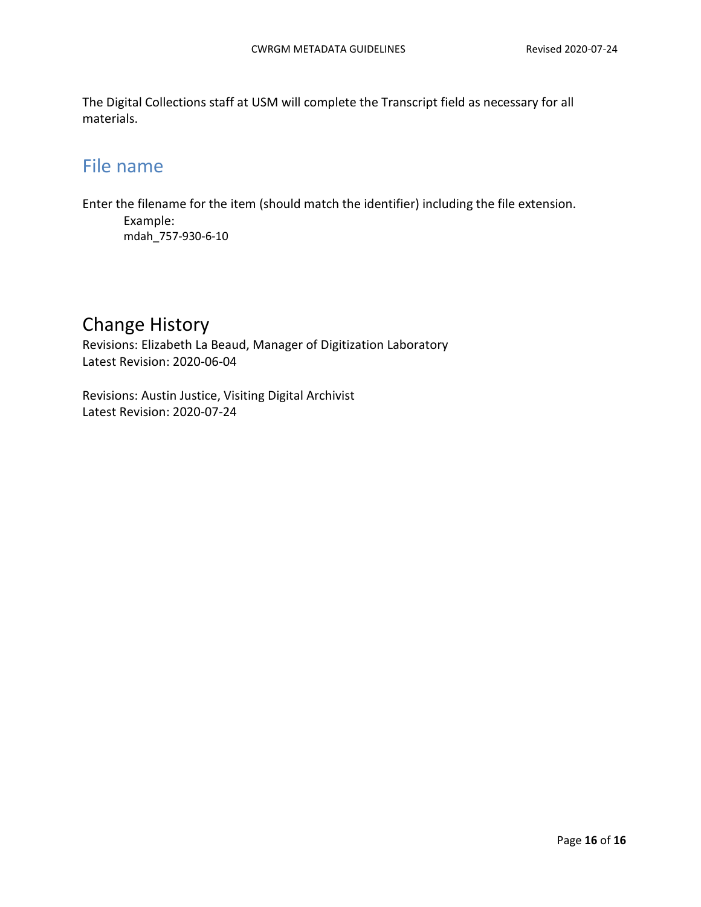The Digital Collections staff at USM will complete the Transcript field as necessary for all materials.

## File name

Enter the filename for the item (should match the identifier) including the file extension.

Example:

mdah_757-930-6-10

# Change History

Revisions: Elizabeth La Beaud, Manager of Digitization Laboratory
Latest Revision: 2020-06-04

Revisions: Austin Justice, Visiting Digital Archivist
Latest Revision: 2020-07-24